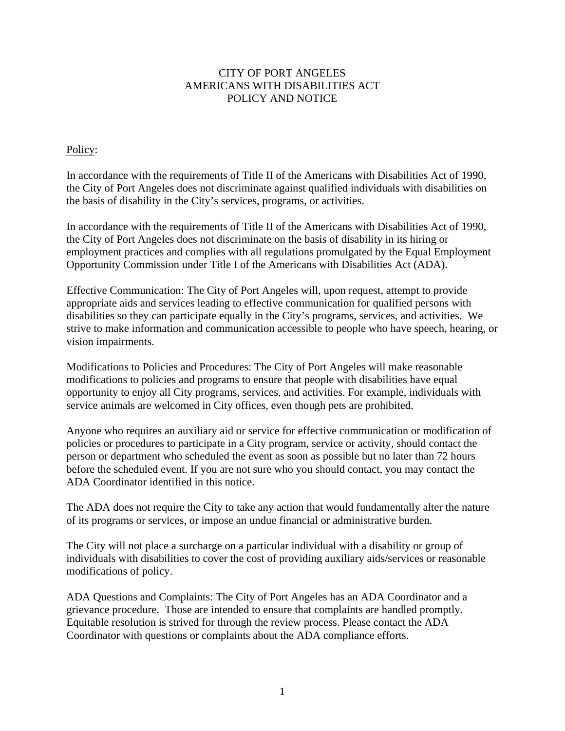# CITY OF PORT ANGELES
# AMERICANS WITH DISABILITIES ACT
# POLICY AND NOTICE

Policy:

In accordance with the requirements of Title II of the Americans with Disabilities Act of 1990, the City of Port Angeles does not discriminate against qualified individuals with disabilities on the basis of disability in the City's services, programs, or activities.

In accordance with the requirements of Title II of the Americans with Disabilities Act of 1990, the City of Port Angeles does not discriminate on the basis of disability in its hiring or employment practices and complies with all regulations promulgated by the Equal Employment Opportunity Commission under Title I of the Americans with Disabilities Act (ADA).

Effective Communication: The City of Port Angeles will, upon request, attempt to provide appropriate aids and services leading to effective communication for qualified persons with disabilities so they can participate equally in the City's programs, services, and activities. We strive to make information and communication accessible to people who have speech, hearing, or vision impairments.

Modifications to Policies and Procedures: The City of Port Angeles will make reasonable modifications to policies and programs to ensure that people with disabilities have equal opportunity to enjoy all City programs, services, and activities. For example, individuals with service animals are welcomed in City offices, even though pets are prohibited.

Anyone who requires an auxiliary aid or service for effective communication or modification of policies or procedures to participate in a City program, service or activity, should contact the person or department who scheduled the event as soon as possible but no later than 72 hours before the scheduled event. If you are not sure who you should contact, you may contact the ADA Coordinator identified in this notice.

The ADA does not require the City to take any action that would fundamentally alter the nature of its programs or services, or impose an undue financial or administrative burden.

The City will not place a surcharge on a particular individual with a disability or group of individuals with disabilities to cover the cost of providing auxiliary aids/services or reasonable modifications of policy.

ADA Questions and Complaints: The City of Port Angeles has an ADA Coordinator and a grievance procedure. Those are intended to ensure that complaints are handled promptly. Equitable resolution is strived for through the review process. Please contact the ADA Coordinator with questions or complaints about the ADA compliance efforts.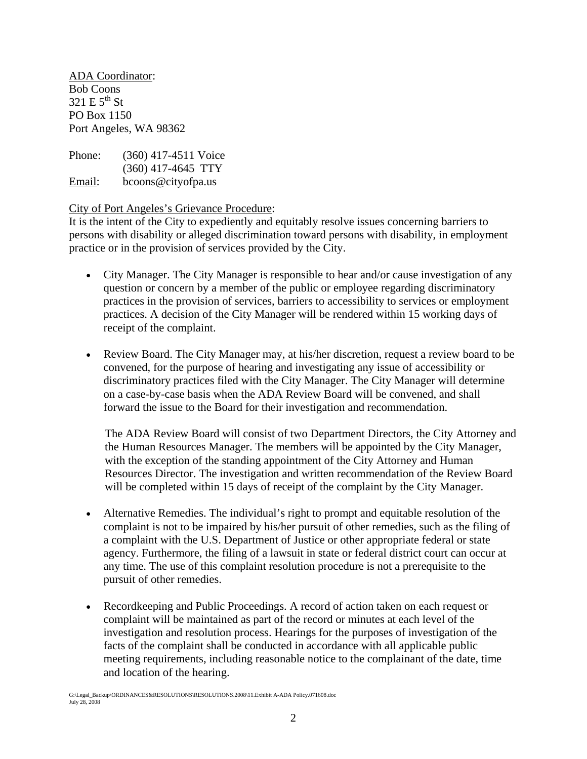ADA Coordinator:
Bob Coons
321 E 5th St
PO Box 1150
Port Angeles, WA 98362

Phone: (360) 417-4511 Voice
(360) 417-4645 TTY
Email: bcoons@cityofpa.us

City of Port Angeles's Grievance Procedure:
It is the intent of the City to expediently and equitably resolve issues concerning barriers to persons with disability or alleged discrimination toward persons with disability, in employment practice or in the provision of services provided by the City.

- City Manager. The City Manager is responsible to hear and/or cause investigation of any question or concern by a member of the public or employee regarding discriminatory practices in the provision of services, barriers to accessibility to services or employment practices. A decision of the City Manager will be rendered within 15 working days of receipt of the complaint.

- Review Board. The City Manager may, at his/her discretion, request a review board to be convened, for the purpose of hearing and investigating any issue of accessibility or discriminatory practices filed with the City Manager. The City Manager will determine on a case-by-case basis when the ADA Review Board will be convened, and shall forward the issue to the Board for their investigation and recommendation.

  The ADA Review Board will consist of two Department Directors, the City Attorney and the Human Resources Manager. The members will be appointed by the City Manager, with the exception of the standing appointment of the City Attorney and Human Resources Director. The investigation and written recommendation of the Review Board will be completed within 15 days of receipt of the complaint by the City Manager.

- Alternative Remedies. The individual's right to prompt and equitable resolution of the complaint is not to be impaired by his/her pursuit of other remedies, such as the filing of a complaint with the U.S. Department of Justice or other appropriate federal or state agency. Furthermore, the filing of a lawsuit in state or federal district court can occur at any time. The use of this complaint resolution procedure is not a prerequisite to the pursuit of other remedies.

- Recordkeeping and Public Proceedings. A record of action taken on each request or complaint will be maintained as part of the record or minutes at each level of the investigation and resolution process. Hearings for the purposes of investigation of the facts of the complaint shall be conducted in accordance with all applicable public meeting requirements, including reasonable notice to the complainant of the date, time and location of the hearing.

G:\Legal_Backup\ORDINANCES&RESOLUTIONS\RESOLUTIONS.2008\11.Exhibit A-ADA Policy.071608.doc
July 28, 2008